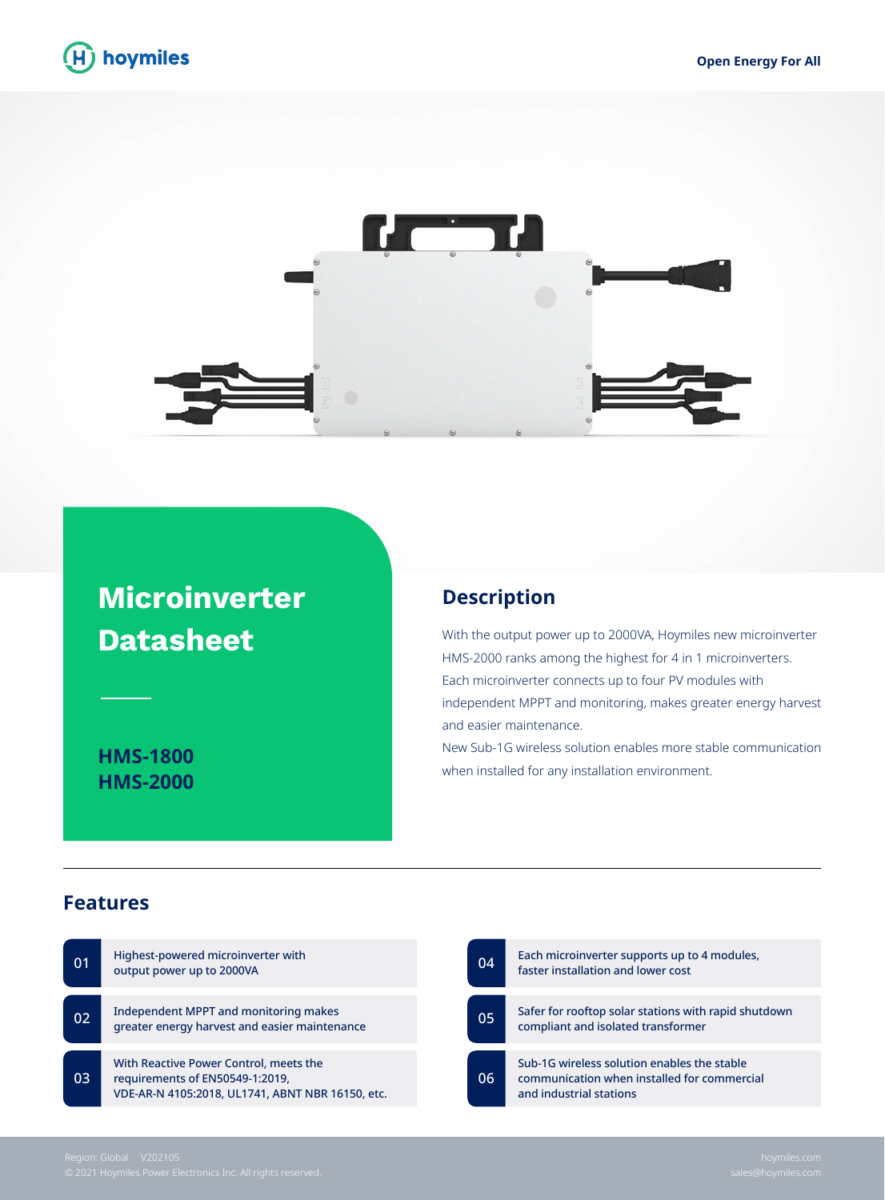hoymiles

Open Energy For All

# Microinverter Datasheet

**HMS-1800**
**HMS-2000**

## Description

With the output power up to 2000VA, Hoymiles new microinverter HMS-2000 ranks among the highest for 4 in 1 microinverters. Each microinverter connects up to four PV modules with independent MPPT and monitoring, makes greater energy harvest and easier maintenance.
New Sub-1G wireless solution enables more stable communication when installed for any installation environment.

## Features

01 Highest-powered microinverter with output power up to 2000VA

02 Independent MPPT and monitoring makes greater energy harvest and easier maintenance

03 With Reactive Power Control, meets the requirements of EN50549-1:2019, VDE-AR-N 4105:2018, UL1741, ABNT NBR 16150, etc.

04 Each microinverter supports up to 4 modules, faster installation and lower cost

05 Safer for rooftop solar stations with rapid shutdown compliant and isolated transformer

06 Sub-1G wireless solution enables the stable communication when installed for commercial and industrial stations

Region: Global V202105
© 2021 Hoymiles Power Electronics Inc. All rights reserved.

hoymiles.com
sales@hoymiles.com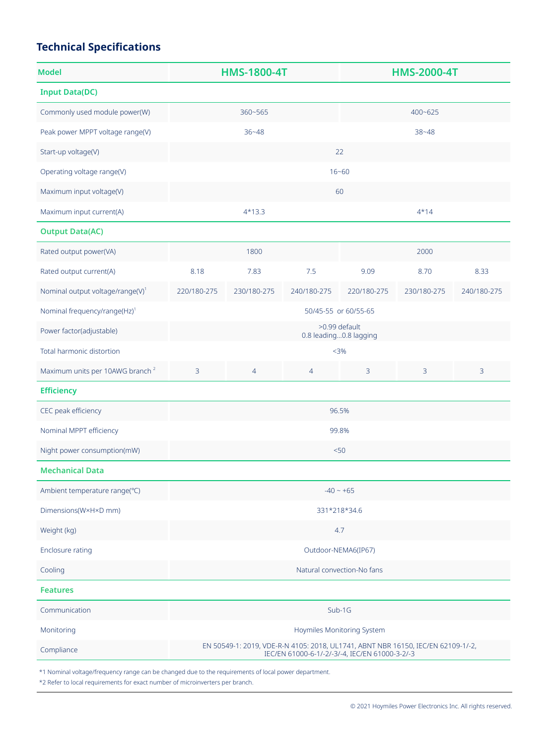## Technical Specifications

| Model | HMS-1800-4T | | | HMS-2000-4T | | |
|---|---|---|---|---|---|---|
| **Input Data(DC)** | | | | | | |
| Commonly used module power(W) | 360~565 | | | 400~625 | | |
| Peak power MPPT voltage range(V) | 36~48 | | | 38~48 | | |
| Start-up voltage(V) | 22 | | | | | |
| Operating voltage range(V) | 16~60 | | | | | |
| Maximum input voltage(V) | 60 | | | | | |
| Maximum input current(A) | 4*13.3 | | | 4*14 | | |
| **Output Data(AC)** | | | | | | |
| Rated output power(VA) | 1800 | | | 2000 | | |
| Rated output current(A) | 8.18 | 7.83 | 7.5 | 9.09 | 8.70 | 8.33 |
| Nominal output voltage/range(V)[1] | 220/180-275 | 230/180-275 | 240/180-275 | 220/180-275 | 230/180-275 | 240/180-275 |
| Nominal frequency/range(Hz)[1] | 50/45-55 or 60/55-65 | | | | | |
| Power factor(adjustable) | >0.99 default<br>0.8 leading...0.8 lagging | | | | | |
| Total harmonic distortion | <3% | | | | | |
| Maximum units per 10AWG branch [2] | 3 | 4 | 4 | 3 | 3 | 3 |
| **Efficiency** | | | | | | |
| CEC peak efficiency | 96.5% | | | | | |
| Nominal MPPT efficiency | 99.8% | | | | | |
| Night power consumption(mW) | <50 | | | | | |
| **Mechanical Data** | | | | | | |
| Ambient temperature range(℃) | -40 ~ +65 | | | | | |
| Dimensions(W×H×D mm) | 331*218*34.6 | | | | | |
| Weight (kg) | 4.7 | | | | | |
| Enclosure rating | Outdoor-NEMA6(IP67) | | | | | |
| Cooling | Natural convection-No fans | | | | | |
| **Features** | | | | | | |
| Communication | Sub-1G | | | | | |
| Monitoring | Hoymiles Monitoring System | | | | | |
| Compliance | EN 50549-1: 2019, VDE-R-N 4105: 2018, UL1741, ABNT NBR 16150, IEC/EN 62109-1/-2, IEC/EN 61000-6-1/-2/-3/-4, IEC/EN 61000-3-2/-3 | | | | | |

*1 Nominal voltage/frequency range can be changed due to the requirements of local power department.

*2 Refer to local requirements for exact number of microinverters per branch.

© 2021 Hoymiles Power Electronics Inc. All rights reserved.